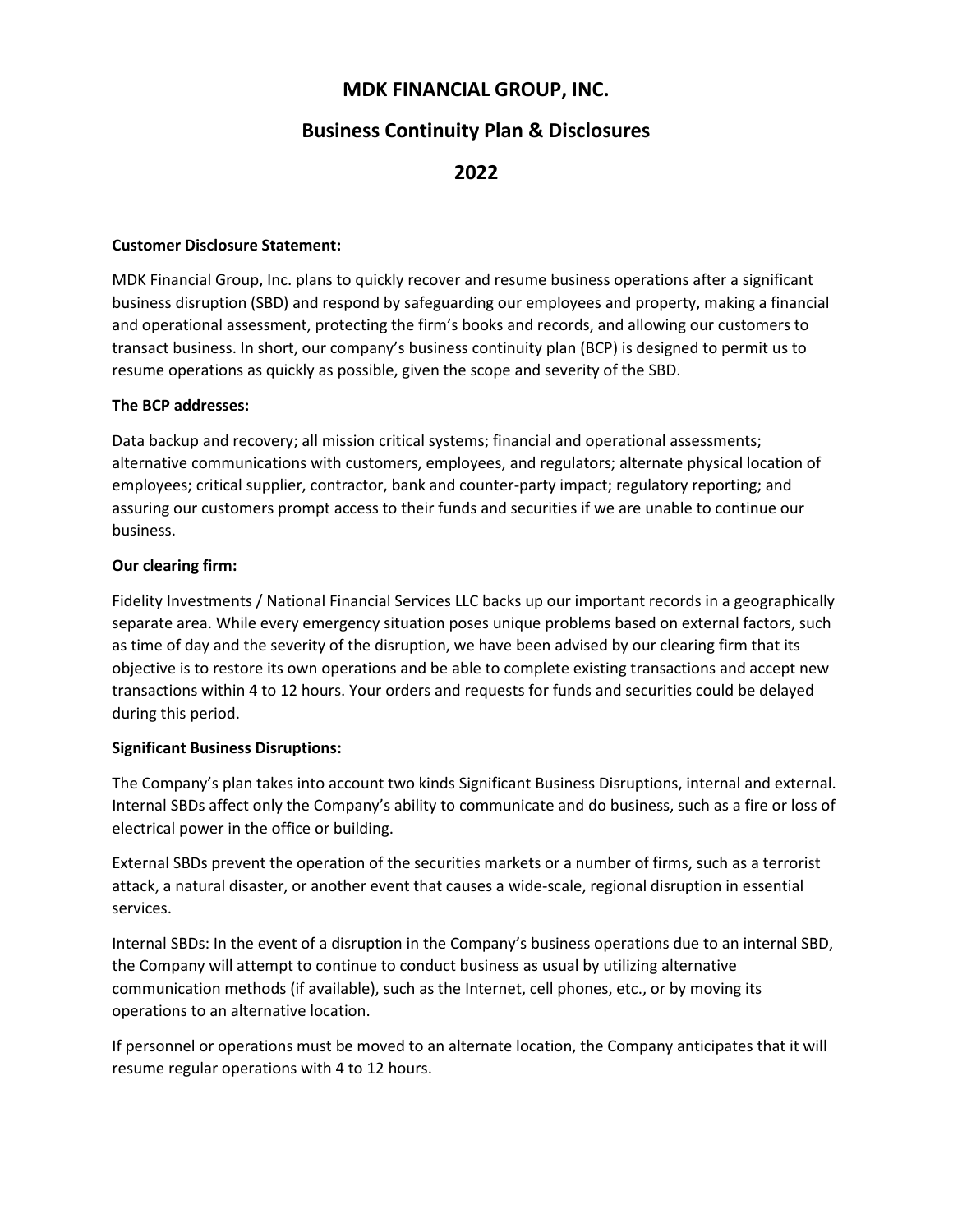# MDK FINANCIAL GROUP, INC.

## Business Continuity Plan & Disclosures

## 2022

**Customer Disclosure Statement:**

MDK Financial Group, Inc. plans to quickly recover and resume business operations after a significant business disruption (SBD) and respond by safeguarding our employees and property, making a financial and operational assessment, protecting the firm's books and records, and allowing our customers to transact business. In short, our company's business continuity plan (BCP) is designed to permit us to resume operations as quickly as possible, given the scope and severity of the SBD.

**The BCP addresses:**

Data backup and recovery; all mission critical systems; financial and operational assessments; alternative communications with customers, employees, and regulators; alternate physical location of employees; critical supplier, contractor, bank and counter-party impact; regulatory reporting; and assuring our customers prompt access to their funds and securities if we are unable to continue our business.

**Our clearing firm:**

Fidelity Investments / National Financial Services LLC backs up our important records in a geographically separate area. While every emergency situation poses unique problems based on external factors, such as time of day and the severity of the disruption, we have been advised by our clearing firm that its objective is to restore its own operations and be able to complete existing transactions and accept new transactions within 4 to 12 hours. Your orders and requests for funds and securities could be delayed during this period.

**Significant Business Disruptions:**

The Company's plan takes into account two kinds Significant Business Disruptions, internal and external. Internal SBDs affect only the Company's ability to communicate and do business, such as a fire or loss of electrical power in the office or building.

External SBDs prevent the operation of the securities markets or a number of firms, such as a terrorist attack, a natural disaster, or another event that causes a wide-scale, regional disruption in essential services.

Internal SBDs: In the event of a disruption in the Company's business operations due to an internal SBD, the Company will attempt to continue to conduct business as usual by utilizing alternative communication methods (if available), such as the Internet, cell phones, etc., or by moving its operations to an alternative location.

If personnel or operations must be moved to an alternate location, the Company anticipates that it will resume regular operations with 4 to 12 hours.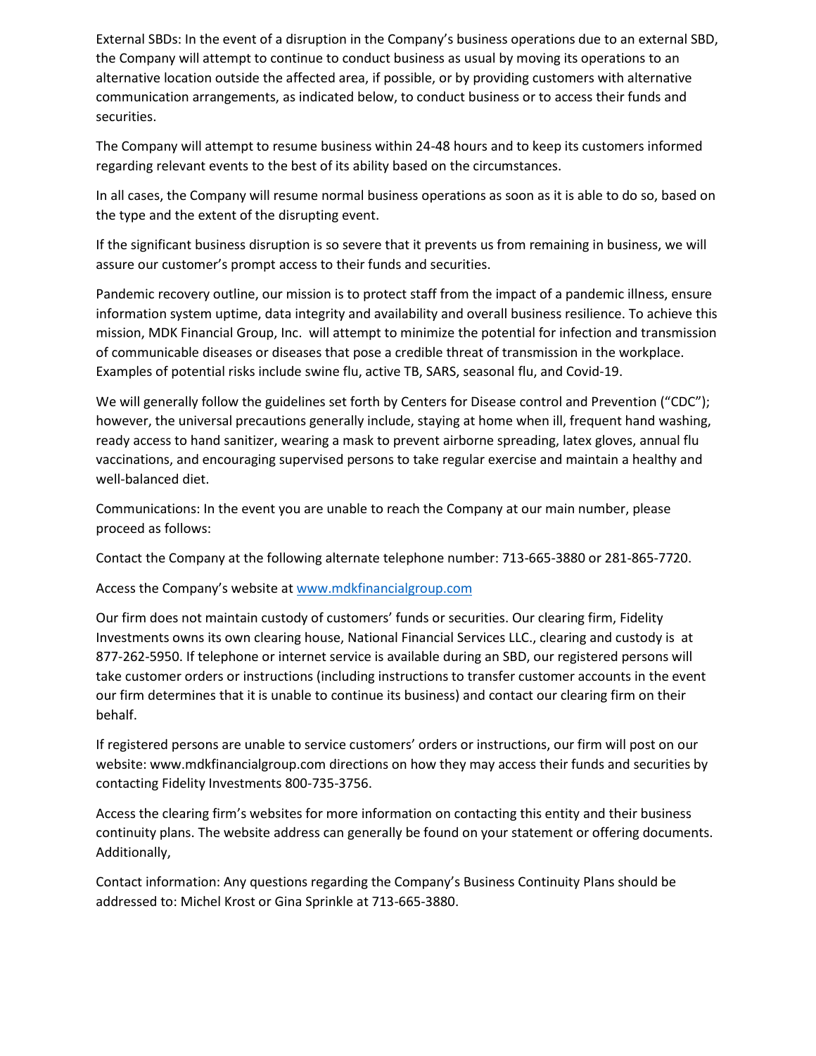External SBDs: In the event of a disruption in the Company's business operations due to an external SBD, the Company will attempt to continue to conduct business as usual by moving its operations to an alternative location outside the affected area, if possible, or by providing customers with alternative communication arrangements, as indicated below, to conduct business or to access their funds and securities.

The Company will attempt to resume business within 24-48 hours and to keep its customers informed regarding relevant events to the best of its ability based on the circumstances.

In all cases, the Company will resume normal business operations as soon as it is able to do so, based on the type and the extent of the disrupting event.

If the significant business disruption is so severe that it prevents us from remaining in business, we will assure our customer's prompt access to their funds and securities.

Pandemic recovery outline, our mission is to protect staff from the impact of a pandemic illness, ensure information system uptime, data integrity and availability and overall business resilience. To achieve this mission, MDK Financial Group, Inc. will attempt to minimize the potential for infection and transmission of communicable diseases or diseases that pose a credible threat of transmission in the workplace. Examples of potential risks include swine flu, active TB, SARS, seasonal flu, and Covid-19.

We will generally follow the guidelines set forth by Centers for Disease control and Prevention ("CDC"); however, the universal precautions generally include, staying at home when ill, frequent hand washing, ready access to hand sanitizer, wearing a mask to prevent airborne spreading, latex gloves, annual flu vaccinations, and encouraging supervised persons to take regular exercise and maintain a healthy and well-balanced diet.

Communications: In the event you are unable to reach the Company at our main number, please proceed as follows:

Contact the Company at the following alternate telephone number: 713-665-3880 or 281-865-7720.

Access the Company's website at [www.mdkfinancialgroup.com](http://www.mdkfinancialgroup.com)

Our firm does not maintain custody of customers' funds or securities. Our clearing firm, Fidelity Investments owns its own clearing house, National Financial Services LLC., clearing and custody is at 877-262-5950. If telephone or internet service is available during an SBD, our registered persons will take customer orders or instructions (including instructions to transfer customer accounts in the event our firm determines that it is unable to continue its business) and contact our clearing firm on their behalf.

If registered persons are unable to service customers' orders or instructions, our firm will post on our website: www.mdkfinancialgroup.com directions on how they may access their funds and securities by contacting Fidelity Investments 800-735-3756.

Access the clearing firm's websites for more information on contacting this entity and their business continuity plans. The website address can generally be found on your statement or offering documents. Additionally,

Contact information: Any questions regarding the Company's Business Continuity Plans should be addressed to: Michel Krost or Gina Sprinkle at 713-665-3880.